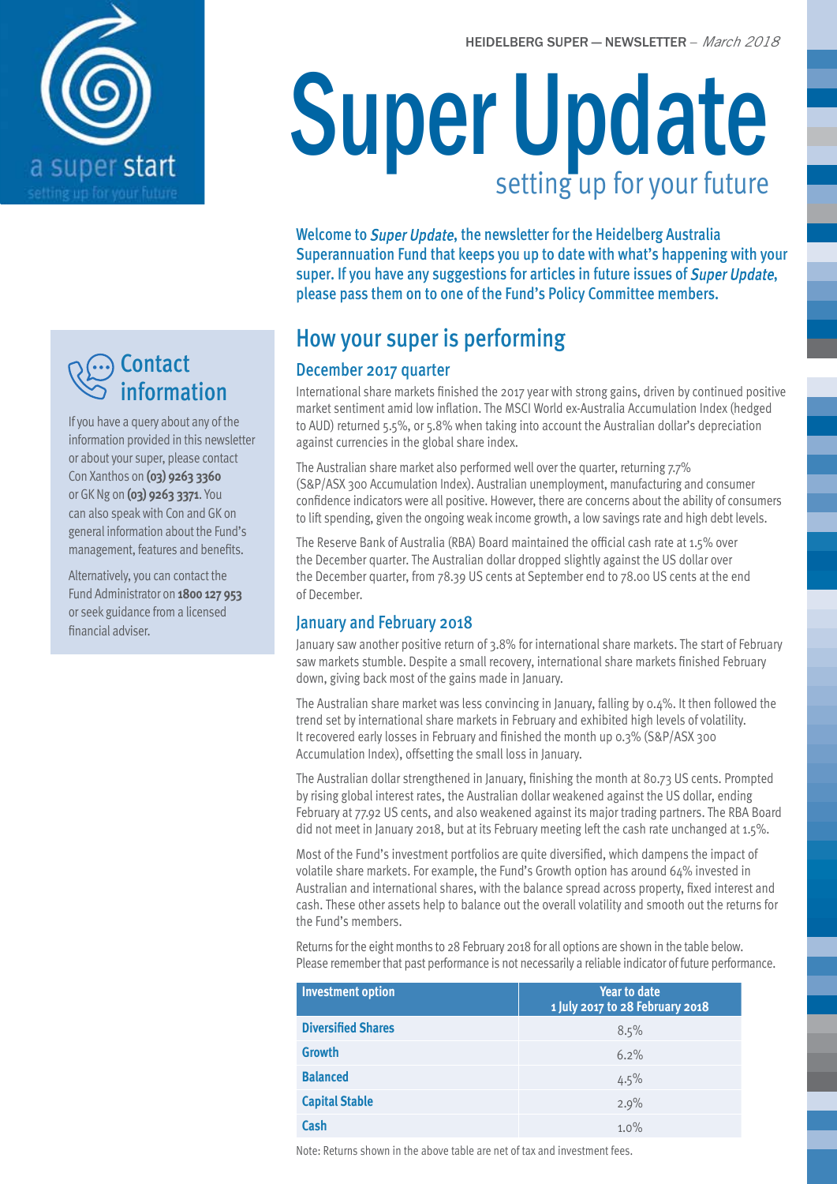HEIDELBERG SUPER — NEWSLETTER – *March 2018*

a super start

setting up for your future

# Super Update

setting up for your future

**Welcome to *Super Update*, the newsletter for the Heidelberg Australia Superannuation Fund that keeps you up to date with what's happening with your super. If you have any suggestions for articles in future issues of *Super Update*, please pass them on to one of the Fund's Policy Committee members.**

## Contact information

If you have a query about any of the information provided in this newsletter or about your super, please contact Con Xanthos on **(03) 9263 3360** or GK Ng on **(03) 9263 3371**. You can also speak with Con and GK on general information about the Fund's management, features and benefits.

Alternatively, you can contact the Fund Administrator on **1800 127 953** or seek guidance from a licensed financial adviser.

## How your super is performing

### December 2017 quarter

International share markets finished the 2017 year with strong gains, driven by continued positive market sentiment amid low inflation. The MSCI World ex-Australia Accumulation Index (hedged to AUD) returned 5.5%, or 5.8% when taking into account the Australian dollar's depreciation against currencies in the global share index.

The Australian share market also performed well over the quarter, returning 7.7% (S&P/ASX 300 Accumulation Index). Australian unemployment, manufacturing and consumer confidence indicators were all positive. However, there are concerns about the ability of consumers to lift spending, given the ongoing weak income growth, a low savings rate and high debt levels.

The Reserve Bank of Australia (RBA) Board maintained the official cash rate at 1.5% over the December quarter. The Australian dollar dropped slightly against the US dollar over the December quarter, from 78.39 US cents at September end to 78.00 US cents at the end of December.

### January and February 2018

January saw another positive return of 3.8% for international share markets. The start of February saw markets stumble. Despite a small recovery, international share markets finished February down, giving back most of the gains made in January.

The Australian share market was less convincing in January, falling by 0.4%. It then followed the trend set by international share markets in February and exhibited high levels of volatility. It recovered early losses in February and finished the month up 0.3% (S&P/ASX 300 Accumulation Index), offsetting the small loss in January.

The Australian dollar strengthened in January, finishing the month at 80.73 US cents. Prompted by rising global interest rates, the Australian dollar weakened against the US dollar, ending February at 77.92 US cents, and also weakened against its major trading partners. The RBA Board did not meet in January 2018, but at its February meeting left the cash rate unchanged at 1.5%.

Most of the Fund's investment portfolios are quite diversified, which dampens the impact of volatile share markets. For example, the Fund's Growth option has around 64% invested in Australian and international shares, with the balance spread across property, fixed interest and cash. These other assets help to balance out the overall volatility and smooth out the returns for the Fund's members.

Returns for the eight months to 28 February 2018 for all options are shown in the table below. Please remember that past performance is not necessarily a reliable indicator of future performance.

| Investment option | Year to date 1 July 2017 to 28 February 2018 |
| --- | --- |
| **Diversified Shares** | 8.5% |
| **Growth** | 6.2% |
| **Balanced** | 4.5% |
| **Capital Stable** | 2.9% |
| **Cash** | 1.0% |

Note: Returns shown in the above table are net of tax and investment fees.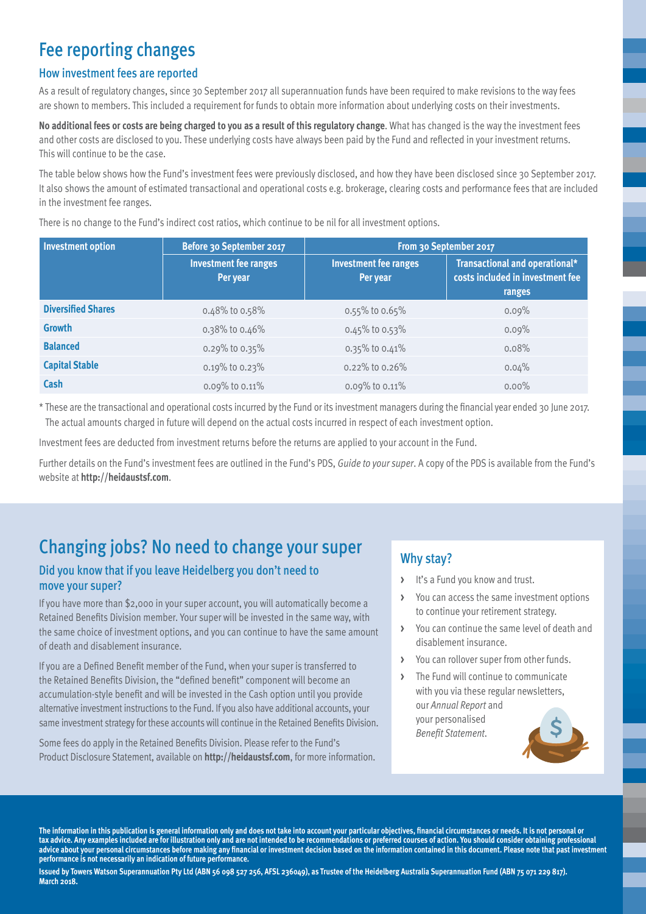# Fee reporting changes

## How investment fees are reported

As a result of regulatory changes, since 30 September 2017 all superannuation funds have been required to make revisions to the way fees are shown to members. This included a requirement for funds to obtain more information about underlying costs on their investments.

**No additional fees or costs are being charged to you as a result of this regulatory change**. What has changed is the way the investment fees and other costs are disclosed to you. These underlying costs have always been paid by the Fund and reflected in your investment returns. This will continue to be the case.

The table below shows how the Fund's investment fees were previously disclosed, and how they have been disclosed since 30 September 2017. It also shows the amount of estimated transactional and operational costs e.g. brokerage, clearing costs and performance fees that are included in the investment fee ranges.

There is no change to the Fund's indirect cost ratios, which continue to be nil for all investment options.

| Investment option | Before 30 September 2017 | From 30 September 2017 | |
|---|---|---|---|
| | Investment fee ranges Per year | Investment fee ranges Per year | Transactional and operational* costs included in investment fee ranges |
| **Diversified Shares** | 0.48% to 0.58% | 0.55% to 0.65% | 0.09% |
| **Growth** | 0.38% to 0.46% | 0.45% to 0.53% | 0.09% |
| **Balanced** | 0.29% to 0.35% | 0.35% to 0.41% | 0.08% |
| **Capital Stable** | 0.19% to 0.23% | 0.22% to 0.26% | 0.04% |
| **Cash** | 0.09% to 0.11% | 0.09% to 0.11% | 0.00% |

* These are the transactional and operational costs incurred by the Fund or its investment managers during the financial year ended 30 June 2017. The actual amounts charged in future will depend on the actual costs incurred in respect of each investment option.

Investment fees are deducted from investment returns before the returns are applied to your account in the Fund.

Further details on the Fund's investment fees are outlined in the Fund's PDS, *Guide to your super*. A copy of the PDS is available from the Fund's website at **http://heidaustsf.com**.

# Changing jobs? No need to change your super

## Did you know that if you leave Heidelberg you don't need to move your super?

If you have more than $2,000 in your super account, you will automatically become a Retained Benefits Division member. Your super will be invested in the same way, with the same choice of investment options, and you can continue to have the same amount of death and disablement insurance.

If you are a Defined Benefit member of the Fund, when your super is transferred to the Retained Benefits Division, the "defined benefit" component will become an accumulation-style benefit and will be invested in the Cash option until you provide alternative investment instructions to the Fund. If you also have additional accounts, your same investment strategy for these accounts will continue in the Retained Benefits Division.

Some fees do apply in the Retained Benefits Division. Please refer to the Fund's Product Disclosure Statement, available on **http://heidaustsf.com**, for more information.

## Why stay?

- It's a Fund you know and trust.
- You can access the same investment options to continue your retirement strategy.
- You can continue the same level of death and disablement insurance.
- You can rollover super from other funds.
- The Fund will continue to communicate with you via these regular newsletters, our *Annual Report* and your personalised *Benefit Statement*.

**The information in this publication is general information only and does not take into account your particular objectives, financial circumstances or needs. It is not personal or tax advice. Any examples included are for illustration only and are not intended to be recommendations or preferred courses of action. You should consider obtaining professional advice about your personal circumstances before making any financial or investment decision based on the information contained in this document. Please note that past investment performance is not necessarily an indication of future performance.**

**Issued by Towers Watson Superannuation Pty Ltd (ABN 56 098 527 256, AFSL 236049), as Trustee of the Heidelberg Australia Superannuation Fund (ABN 75 071 229 817). March 2018.**